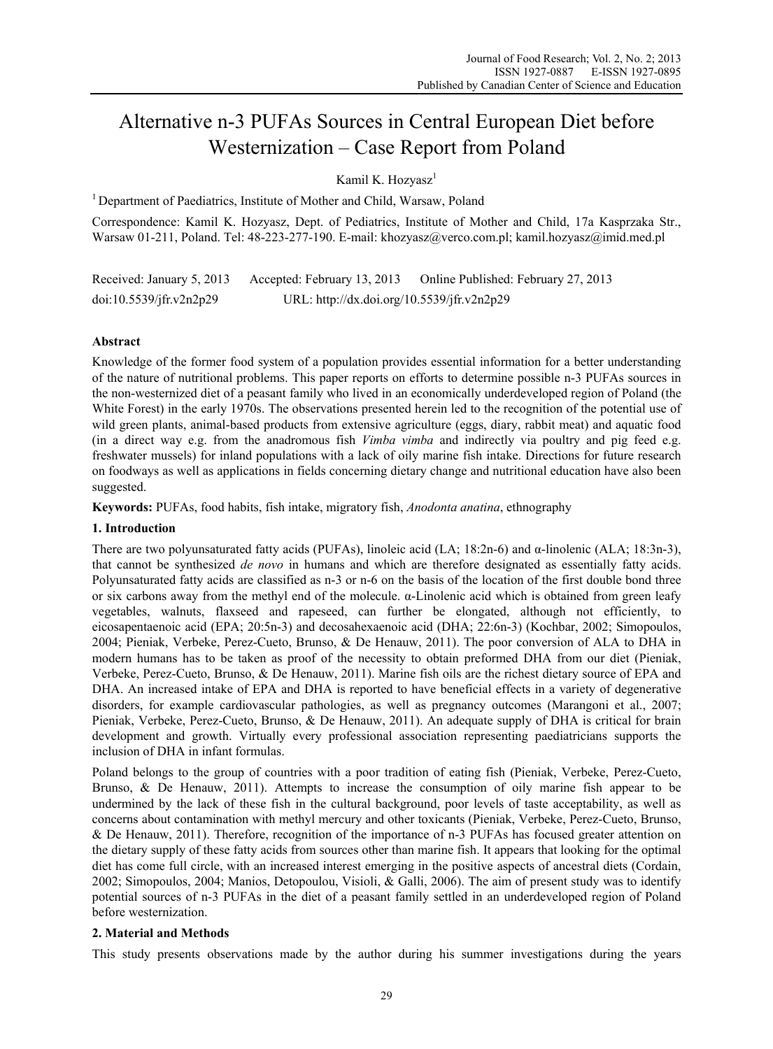# Alternative n-3 PUFAs Sources in Central European Diet before Westernization – Case Report from Poland

Kamil K. Hozyasz[1]

[1] Department of Paediatrics, Institute of Mother and Child, Warsaw, Poland

Correspondence: Kamil K. Hozyasz, Dept. of Pediatrics, Institute of Mother and Child, 17a Kasprzaka Str., Warsaw 01-211, Poland. Tel: 48-223-277-190. E-mail: khozyasz@verco.com.pl; kamil.hozyasz@imid.med.pl

Received: January 5, 2013 Accepted: February 13, 2013 Online Published: February 27, 2013

doi:10.5539/jfr.v2n2p29 URL: http://dx.doi.org/10.5539/jfr.v2n2p29

## Abstract

Knowledge of the former food system of a population provides essential information for a better understanding of the nature of nutritional problems. This paper reports on efforts to determine possible n-3 PUFAs sources in the non-westernized diet of a peasant family who lived in an economically underdeveloped region of Poland (the White Forest) in the early 1970s. The observations presented herein led to the recognition of the potential use of wild green plants, animal-based products from extensive agriculture (eggs, diary, rabbit meat) and aquatic food (in a direct way e.g. from the anadromous fish *Vimba vimba* and indirectly via poultry and pig feed e.g. freshwater mussels) for inland populations with a lack of oily marine fish intake. Directions for future research on foodways as well as applications in fields concerning dietary change and nutritional education have also been suggested.

**Keywords:** PUFAs, food habits, fish intake, migratory fish, *Anodonta anatina*, ethnography

## 1. Introduction

There are two polyunsaturated fatty acids (PUFAs), linoleic acid (LA; 18:2n-6) and α-linolenic (ALA; 18:3n-3), that cannot be synthesized *de novo* in humans and which are therefore designated as essentially fatty acids. Polyunsaturated fatty acids are classified as n-3 or n-6 on the basis of the location of the first double bond three or six carbons away from the methyl end of the molecule. α-Linolenic acid which is obtained from green leafy vegetables, walnuts, flaxseed and rapeseed, can further be elongated, although not efficiently, to eicosapentaenoic acid (EPA; 20:5n-3) and decosahexaenoic acid (DHA; 22:6n-3) (Kochbar, 2002; Simopoulos, 2004; Pieniak, Verbeke, Perez-Cueto, Brunso, & De Henauw, 2011). The poor conversion of ALA to DHA in modern humans has to be taken as proof of the necessity to obtain preformed DHA from our diet (Pieniak, Verbeke, Perez-Cueto, Brunso, & De Henauw, 2011). Marine fish oils are the richest dietary source of EPA and DHA. An increased intake of EPA and DHA is reported to have beneficial effects in a variety of degenerative disorders, for example cardiovascular pathologies, as well as pregnancy outcomes (Marangoni et al., 2007; Pieniak, Verbeke, Perez-Cueto, Brunso, & De Henauw, 2011). An adequate supply of DHA is critical for brain development and growth. Virtually every professional association representing paediatricians supports the inclusion of DHA in infant formulas.

Poland belongs to the group of countries with a poor tradition of eating fish (Pieniak, Verbeke, Perez-Cueto, Brunso, & De Henauw, 2011). Attempts to increase the consumption of oily marine fish appear to be undermined by the lack of these fish in the cultural background, poor levels of taste acceptability, as well as concerns about contamination with methyl mercury and other toxicants (Pieniak, Verbeke, Perez-Cueto, Brunso, & De Henauw, 2011). Therefore, recognition of the importance of n-3 PUFAs has focused greater attention on the dietary supply of these fatty acids from sources other than marine fish. It appears that looking for the optimal diet has come full circle, with an increased interest emerging in the positive aspects of ancestral diets (Cordain, 2002; Simopoulos, 2004; Manios, Detopoulou, Visioli, & Galli, 2006). The aim of present study was to identify potential sources of n-3 PUFAs in the diet of a peasant family settled in an underdeveloped region of Poland before westernization.

## 2. Material and Methods

This study presents observations made by the author during his summer investigations during the years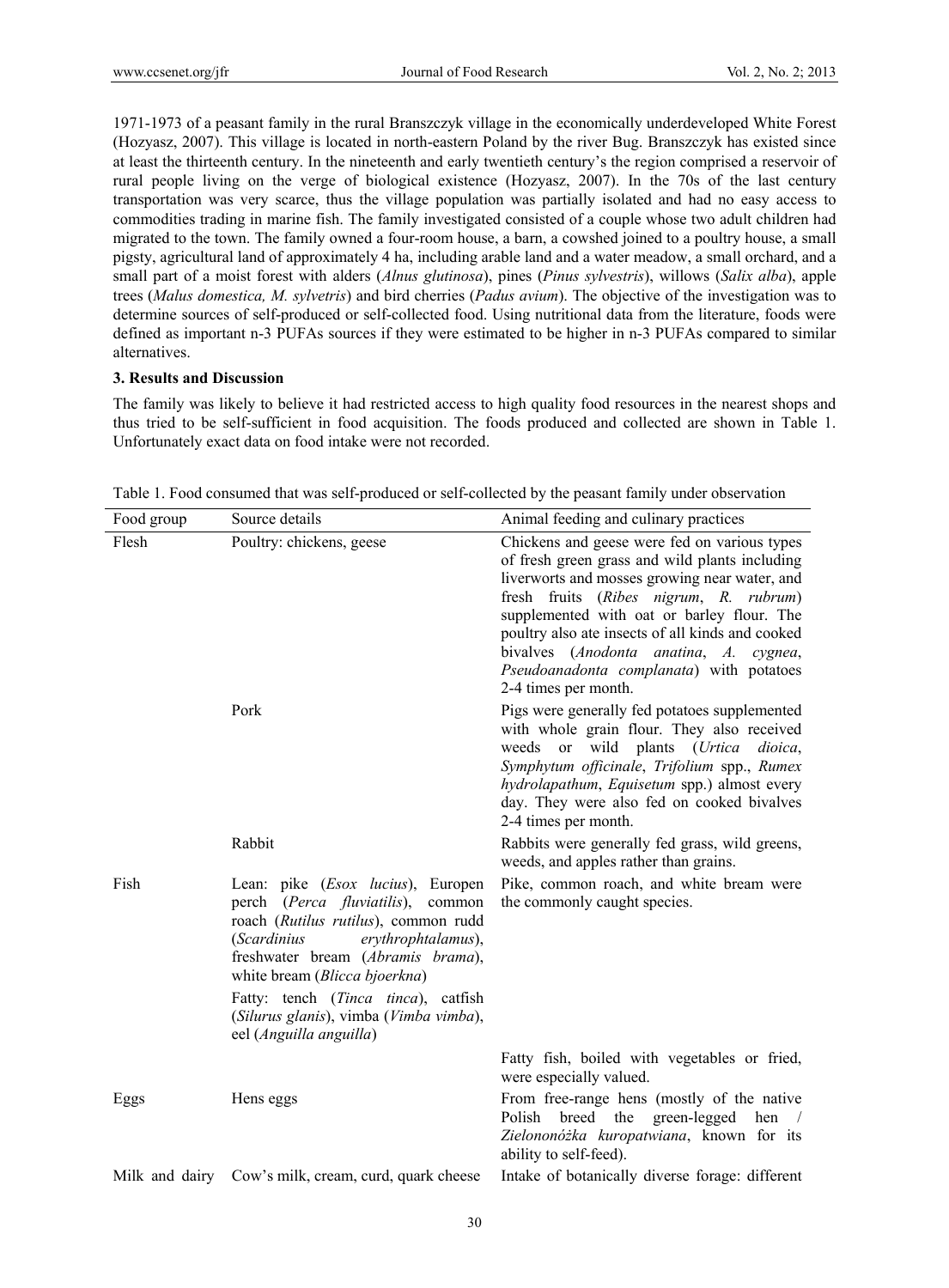1971-1973 of a peasant family in the rural Branszczyk village in the economically underdeveloped White Forest (Hozyasz, 2007). This village is located in north-eastern Poland by the river Bug. Branszczyk has existed since at least the thirteenth century. In the nineteenth and early twentieth century's the region comprised a reservoir of rural people living on the verge of biological existence (Hozyasz, 2007). In the 70s of the last century transportation was very scarce, thus the village population was partially isolated and had no easy access to commodities trading in marine fish. The family investigated consisted of a couple whose two adult children had migrated to the town. The family owned a four-room house, a barn, a cowshed joined to a poultry house, a small pigsty, agricultural land of approximately 4 ha, including arable land and a water meadow, a small orchard, and a small part of a moist forest with alders (*Alnus glutinosa*), pines (*Pinus sylvestris*), willows (*Salix alba*), apple trees (*Malus domestica, M. sylvetris*) and bird cherries (*Padus avium*). The objective of the investigation was to determine sources of self-produced or self-collected food. Using nutritional data from the literature, foods were defined as important n-3 PUFAs sources if they were estimated to be higher in n-3 PUFAs compared to similar alternatives.

### 3. Results and Discussion

The family was likely to believe it had restricted access to high quality food resources in the nearest shops and thus tried to be self-sufficient in food acquisition. The foods produced and collected are shown in Table 1. Unfortunately exact data on food intake were not recorded.

Table 1. Food consumed that was self-produced or self-collected by the peasant family under observation

| Food group | Source details | Animal feeding and culinary practices |
|---|---|---|
| Flesh | Poultry: chickens, geese | Chickens and geese were fed on various types of fresh green grass and wild plants including liverworts and mosses growing near water, and fresh fruits (*Ribes nigrum*, *R. rubrum*) supplemented with oat or barley flour. The poultry also ate insects of all kinds and cooked bivalves (*Anodonta anatina*, *A. cygnea*, *Pseudoanadonta complanata*) with potatoes 2-4 times per month. |
| | Pork | Pigs were generally fed potatoes supplemented with whole grain flour. They also received weeds or wild plants (*Urtica dioica*, *Symphytum officinale*, *Trifolium* spp., *Rumex hydrolapathum*, *Equisetum* spp.) almost every day. They were also fed on cooked bivalves 2-4 times per month. |
| | Rabbit | Rabbits were generally fed grass, wild greens, weeds, and apples rather than grains. |
| Fish | Lean: pike (*Esox lucius*), Europen perch (*Perca fluviatilis*), common roach (*Rutilus rutilus*), common rudd (*Scardinius erythrophtalamus*), freshwater bream (*Abramis brama*), white bream (*Blicca bjoerkna*) | Pike, common roach, and white bream were the commonly caught species. |
| | Fatty: tench (*Tinca tinca*), catfish (*Silurus glanis*), vimba (*Vimba vimba*), eel (*Anguilla anguilla*) | Fatty fish, boiled with vegetables or fried, were especially valued. |
| Eggs | Hens eggs | From free-range hens (mostly of the native Polish breed the green-legged hen / *Zielononóżka kuropatwiana*, known for its ability to self-feed). |
| Milk and dairy | Cow's milk, cream, curd, quark cheese | Intake of botanically diverse forage: different |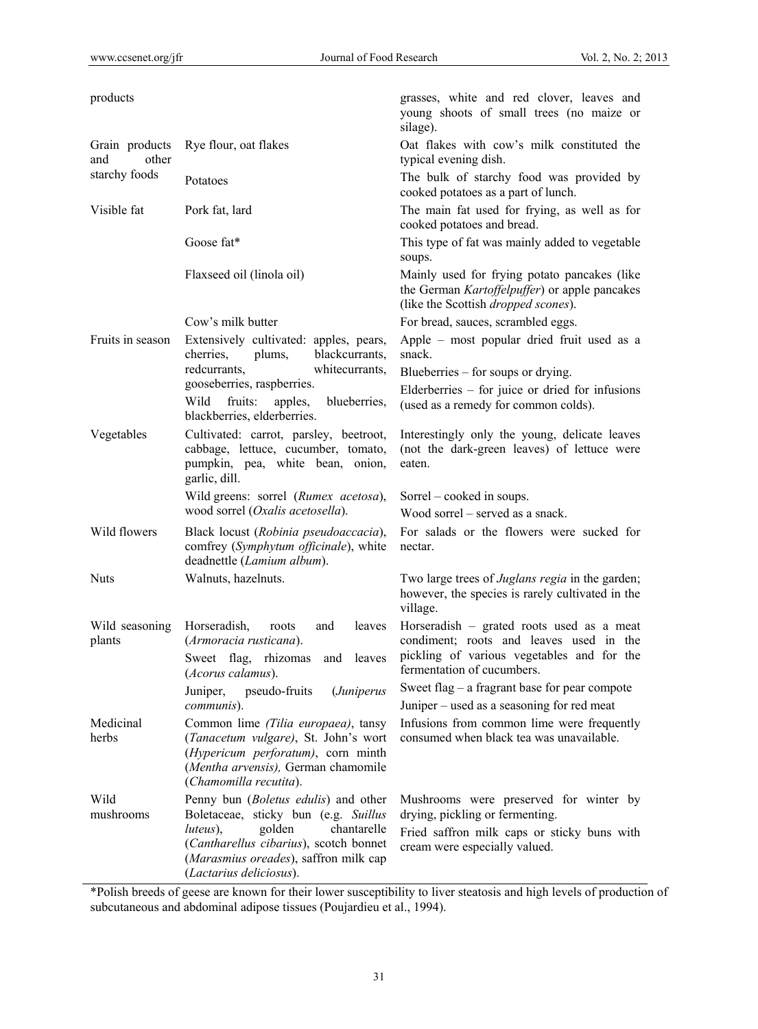| | | |
|---|---|---|
| products | | grasses, white and red clover, leaves and young shoots of small trees (no maize or silage). |
| Grain products and other starchy foods | Rye flour, oat flakes | Oat flakes with cow's milk constituted the typical evening dish. |
| | Potatoes | The bulk of starchy food was provided by cooked potatoes as a part of lunch. |
| Visible fat | Pork fat, lard | The main fat used for frying, as well as for cooked potatoes and bread. |
| | Goose fat* | This type of fat was mainly added to vegetable soups. |
| | Flaxseed oil (linola oil) | Mainly used for frying potato pancakes (like the German *Kartoffelpuffer*) or apple pancakes (like the Scottish *dropped scones*). |
| | Cow's milk butter | For bread, sauces, scrambled eggs. |
| Fruits in season | Extensively cultivated: apples, pears, cherries, plums, blackcurrants, redcurrants, whitecurrants, gooseberries, raspberries. Wild fruits: apples, blueberries, blackberries, elderberries. | Apple – most popular dried fruit used as a snack. Blueberries – for soups or drying. Elderberries – for juice or dried for infusions (used as a remedy for common colds). |
| Vegetables | Cultivated: carrot, parsley, beetroot, cabbage, lettuce, cucumber, tomato, pumpkin, pea, white bean, onion, garlic, dill. | Interestingly only the young, delicate leaves (not the dark-green leaves) of lettuce were eaten. |
| | Wild greens: sorrel (*Rumex acetosa*), wood sorrel (*Oxalis acetosella*). | Sorrel – cooked in soups. Wood sorrel – served as a snack. |
| Wild flowers | Black locust (*Robinia pseudoaccacia*), comfrey (*Symphytum officinale*), white deadnettle (*Lamium album*). | For salads or the flowers were sucked for nectar. |
| Nuts | Walnuts, hazelnuts. | Two large trees of *Juglans regia* in the garden; however, the species is rarely cultivated in the village. |
| Wild seasoning plants | Horseradish, roots and leaves (*Armoracia rusticana*). Sweet flag, rhizomas and leaves (*Acorus calamus*). Juniper, pseudo-fruits (*Juniperus communis*). | Horseradish – grated roots used as a meat condiment; roots and leaves used in the pickling of various vegetables and for the fermentation of cucumbers. Sweet flag – a fragrant base for pear compote. Juniper – used as a seasoning for red meat |
| Medicinal herbs | Common lime *(Tilia europaea)*, tansy (*Tanacetum vulgare)*, St. John's wort (*Hypericum perforatum)*, corn minth (*Mentha arvensis),* German chamomile (*Chamomilla recutita*). | Infusions from common lime were frequently consumed when black tea was unavailable. |
| Wild mushrooms | Penny bun (*Boletus edulis*) and other Boletaceae, sticky bun (e.g. *Suillus luteus*), golden chantarelle (*Cantharellus cibarius*), scotch bonnet (*Marasmius oreades*), saffron milk cap (*Lactarius deliciosus*). | Mushrooms were preserved for winter by drying, pickling or fermenting. Fried saffron milk caps or sticky buns with cream were especially valued. |

*Polish breeds of geese are known for their lower susceptibility to liver steatosis and high levels of production of subcutaneous and abdominal adipose tissues (Poujardieu et al., 1994).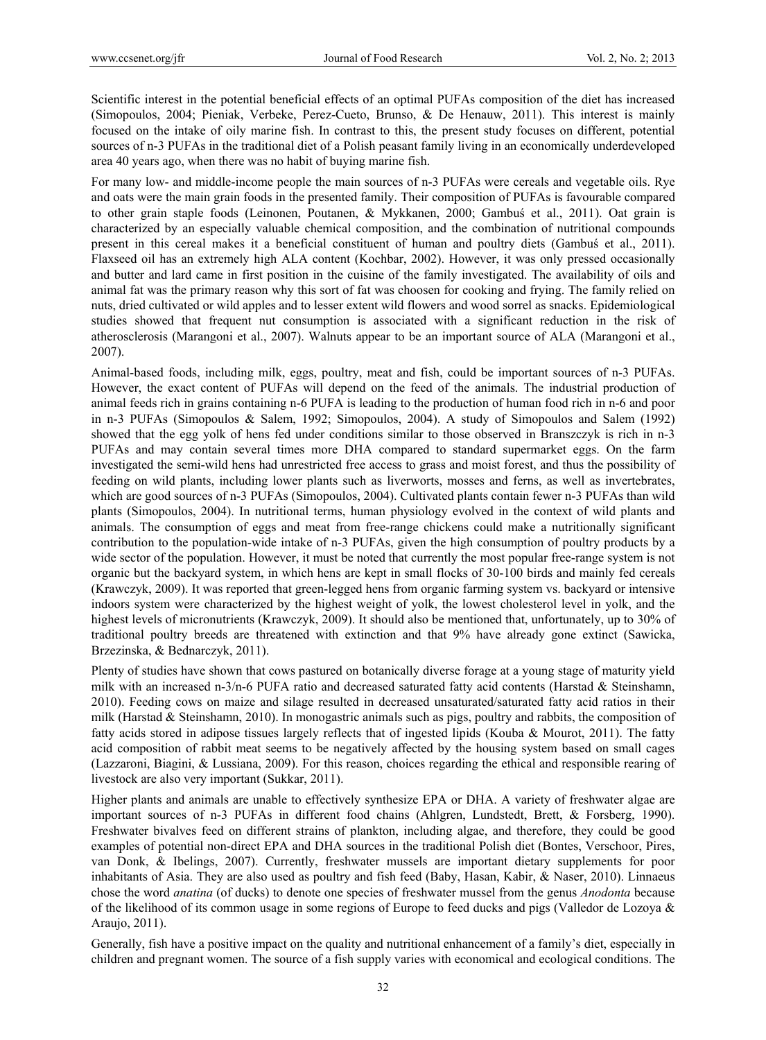Scientific interest in the potential beneficial effects of an optimal PUFAs composition of the diet has increased (Simopoulos, 2004; Pieniak, Verbeke, Perez-Cueto, Brunso, & De Henauw, 2011). This interest is mainly focused on the intake of oily marine fish. In contrast to this, the present study focuses on different, potential sources of n-3 PUFAs in the traditional diet of a Polish peasant family living in an economically underdeveloped area 40 years ago, when there was no habit of buying marine fish.

For many low- and middle-income people the main sources of n-3 PUFAs were cereals and vegetable oils. Rye and oats were the main grain foods in the presented family. Their composition of PUFAs is favourable compared to other grain staple foods (Leinonen, Poutanen, & Mykkanen, 2000; Gambuś et al., 2011). Oat grain is characterized by an especially valuable chemical composition, and the combination of nutritional compounds present in this cereal makes it a beneficial constituent of human and poultry diets (Gambuś et al., 2011). Flaxseed oil has an extremely high ALA content (Kochbar, 2002). However, it was only pressed occasionally and butter and lard came in first position in the cuisine of the family investigated. The availability of oils and animal fat was the primary reason why this sort of fat was choosen for cooking and frying. The family relied on nuts, dried cultivated or wild apples and to lesser extent wild flowers and wood sorrel as snacks. Epidemiological studies showed that frequent nut consumption is associated with a significant reduction in the risk of atherosclerosis (Marangoni et al., 2007). Walnuts appear to be an important source of ALA (Marangoni et al., 2007).

Animal-based foods, including milk, eggs, poultry, meat and fish, could be important sources of n-3 PUFAs. However, the exact content of PUFAs will depend on the feed of the animals. The industrial production of animal feeds rich in grains containing n-6 PUFA is leading to the production of human food rich in n-6 and poor in n-3 PUFAs (Simopoulos & Salem, 1992; Simopoulos, 2004). A study of Simopoulos and Salem (1992) showed that the egg yolk of hens fed under conditions similar to those observed in Branszczyk is rich in n-3 PUFAs and may contain several times more DHA compared to standard supermarket eggs. On the farm investigated the semi-wild hens had unrestricted free access to grass and moist forest, and thus the possibility of feeding on wild plants, including lower plants such as liverworts, mosses and ferns, as well as invertebrates, which are good sources of n-3 PUFAs (Simopoulos, 2004). Cultivated plants contain fewer n-3 PUFAs than wild plants (Simopoulos, 2004). In nutritional terms, human physiology evolved in the context of wild plants and animals. The consumption of eggs and meat from free-range chickens could make a nutritionally significant contribution to the population-wide intake of n-3 PUFAs, given the high consumption of poultry products by a wide sector of the population. However, it must be noted that currently the most popular free-range system is not organic but the backyard system, in which hens are kept in small flocks of 30-100 birds and mainly fed cereals (Krawczyk, 2009). It was reported that green-legged hens from organic farming system vs. backyard or intensive indoors system were characterized by the highest weight of yolk, the lowest cholesterol level in yolk, and the highest levels of micronutrients (Krawczyk, 2009). It should also be mentioned that, unfortunately, up to 30% of traditional poultry breeds are threatened with extinction and that 9% have already gone extinct (Sawicka, Brzezinska, & Bednarczyk, 2011).

Plenty of studies have shown that cows pastured on botanically diverse forage at a young stage of maturity yield milk with an increased n-3/n-6 PUFA ratio and decreased saturated fatty acid contents (Harstad & Steinshamn, 2010). Feeding cows on maize and silage resulted in decreased unsaturated/saturated fatty acid ratios in their milk (Harstad & Steinshamn, 2010). In monogastric animals such as pigs, poultry and rabbits, the composition of fatty acids stored in adipose tissues largely reflects that of ingested lipids (Kouba & Mourot, 2011). The fatty acid composition of rabbit meat seems to be negatively affected by the housing system based on small cages (Lazzaroni, Biagini, & Lussiana, 2009). For this reason, choices regarding the ethical and responsible rearing of livestock are also very important (Sukkar, 2011).

Higher plants and animals are unable to effectively synthesize EPA or DHA. A variety of freshwater algae are important sources of n-3 PUFAs in different food chains (Ahlgren, Lundstedt, Brett, & Forsberg, 1990). Freshwater bivalves feed on different strains of plankton, including algae, and therefore, they could be good examples of potential non-direct EPA and DHA sources in the traditional Polish diet (Bontes, Verschoor, Pires, van Donk, & Ibelings, 2007). Currently, freshwater mussels are important dietary supplements for poor inhabitants of Asia. They are also used as poultry and fish feed (Baby, Hasan, Kabir, & Naser, 2010). Linnaeus chose the word *anatina* (of ducks) to denote one species of freshwater mussel from the genus *Anodonta* because of the likelihood of its common usage in some regions of Europe to feed ducks and pigs (Valledor de Lozoya & Araujo, 2011).

Generally, fish have a positive impact on the quality and nutritional enhancement of a family's diet, especially in children and pregnant women. The source of a fish supply varies with economical and ecological conditions. The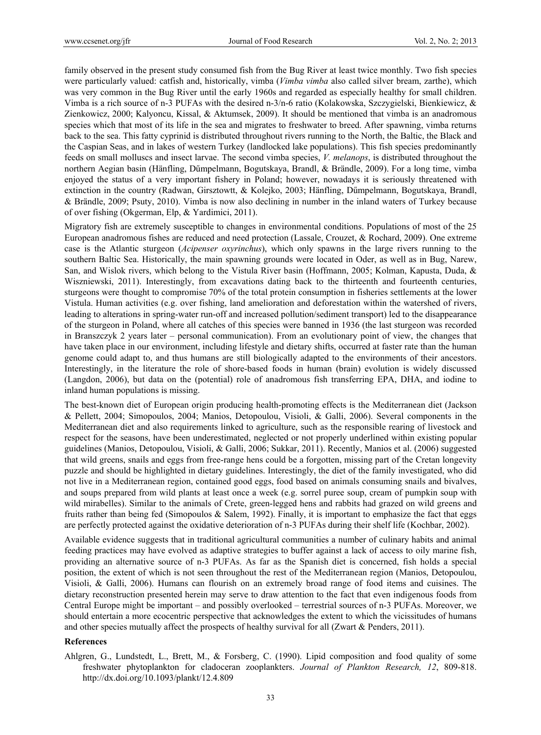family observed in the present study consumed fish from the Bug River at least twice monthly. Two fish species were particularly valued: catfish and, historically, vimba (*Vimba vimba* also called silver bream, zarthe), which was very common in the Bug River until the early 1960s and regarded as especially healthy for small children. Vimba is a rich source of n-3 PUFAs with the desired n-3/n-6 ratio (Kolakowska, Szczygielski, Bienkiewicz, & Zienkowicz, 2000; Kalyoncu, Kissal, & Aktumsek, 2009). It should be mentioned that vimba is an anadromous species which that most of its life in the sea and migrates to freshwater to breed. After spawning, vimba returns back to the sea. This fatty cyprinid is distributed throughout rivers running to the North, the Baltic, the Black and the Caspian Seas, and in lakes of western Turkey (landlocked lake populations). This fish species predominantly feeds on small molluscs and insect larvae. The second vimba species, *V. melanops*, is distributed throughout the northern Aegian basin (Hänfling, Dűmpelmann, Bogutskaya, Brandl, & Brändle, 2009). For a long time, vimba enjoyed the status of a very important fishery in Poland; however, nowadays it is seriously threatened with extinction in the country (Radwan, Girsztowtt, & Kolejko, 2003; Hänfling, Dűmpelmann, Bogutskaya, Brandl, & Brändle, 2009; Psuty, 2010). Vimba is now also declining in number in the inland waters of Turkey because of over fishing (Okgerman, Elp, & Yardimici, 2011).

Migratory fish are extremely susceptible to changes in environmental conditions. Populations of most of the 25 European anadromous fishes are reduced and need protection (Lassale, Crouzet, & Rochard, 2009). One extreme case is the Atlantic sturgeon (*Acipenser oxyrinchus*), which only spawns in the large rivers running to the southern Baltic Sea. Historically, the main spawning grounds were located in Oder, as well as in Bug, Narew, San, and Wislok rivers, which belong to the Vistula River basin (Hoffmann, 2005; Kolman, Kapusta, Duda, & Wiszniewski, 2011). Interestingly, from excavations dating back to the thirteenth and fourteenth centuries, sturgeons were thought to compromise 70% of the total protein consumption in fisheries settlements at the lower Vistula. Human activities (e.g. over fishing, land amelioration and deforestation within the watershed of rivers, leading to alterations in spring-water run-off and increased pollution/sediment transport) led to the disappearance of the sturgeon in Poland, where all catches of this species were banned in 1936 (the last sturgeon was recorded in Branszczyk 2 years later – personal communication). From an evolutionary point of view, the changes that have taken place in our environment, including lifestyle and dietary shifts, occurred at faster rate than the human genome could adapt to, and thus humans are still biologically adapted to the environments of their ancestors. Interestingly, in the literature the role of shore-based foods in human (brain) evolution is widely discussed (Langdon, 2006), but data on the (potential) role of anadromous fish transferring EPA, DHA, and iodine to inland human populations is missing.

The best-known diet of European origin producing health-promoting effects is the Mediterranean diet (Jackson & Pellett, 2004; Simopoulos, 2004; Manios, Detopoulou, Visioli, & Galli, 2006). Several components in the Mediterranean diet and also requirements linked to agriculture, such as the responsible rearing of livestock and respect for the seasons, have been underestimated, neglected or not properly underlined within existing popular guidelines (Manios, Detopoulou, Visioli, & Galli, 2006; Sukkar, 2011). Recently, Manios et al. (2006) suggested that wild greens, snails and eggs from free-range hens could be a forgotten, missing part of the Cretan longevity puzzle and should be highlighted in dietary guidelines. Interestingly, the diet of the family investigated, who did not live in a Mediterranean region, contained good eggs, food based on animals consuming snails and bivalves, and soups prepared from wild plants at least once a week (e.g. sorrel puree soup, cream of pumpkin soup with wild mirabelles). Similar to the animals of Crete, green-legged hens and rabbits had grazed on wild greens and fruits rather than being fed (Simopoulos & Salem, 1992). Finally, it is important to emphasize the fact that eggs are perfectly protected against the oxidative deterioration of n-3 PUFAs during their shelf life (Kochbar, 2002).

Available evidence suggests that in traditional agricultural communities a number of culinary habits and animal feeding practices may have evolved as adaptive strategies to buffer against a lack of access to oily marine fish, providing an alternative source of n-3 PUFAs. As far as the Spanish diet is concerned, fish holds a special position, the extent of which is not seen throughout the rest of the Mediterranean region (Manios, Detopoulou, Visioli, & Galli, 2006). Humans can flourish on an extremely broad range of food items and cuisines. The dietary reconstruction presented herein may serve to draw attention to the fact that even indigenous foods from Central Europe might be important – and possibly overlooked – terrestrial sources of n-3 PUFAs. Moreover, we should entertain a more ecocentric perspective that acknowledges the extent to which the vicissitudes of humans and other species mutually affect the prospects of healthy survival for all (Zwart & Penders, 2011).

## References

Ahlgren, G., Lundstedt, L., Brett, M., & Forsberg, C. (1990). Lipid composition and food quality of some freshwater phytoplankton for cladoceran zooplankters. *Journal of Plankton Research, 12*, 809-818. http://dx.doi.org/10.1093/plankt/12.4.809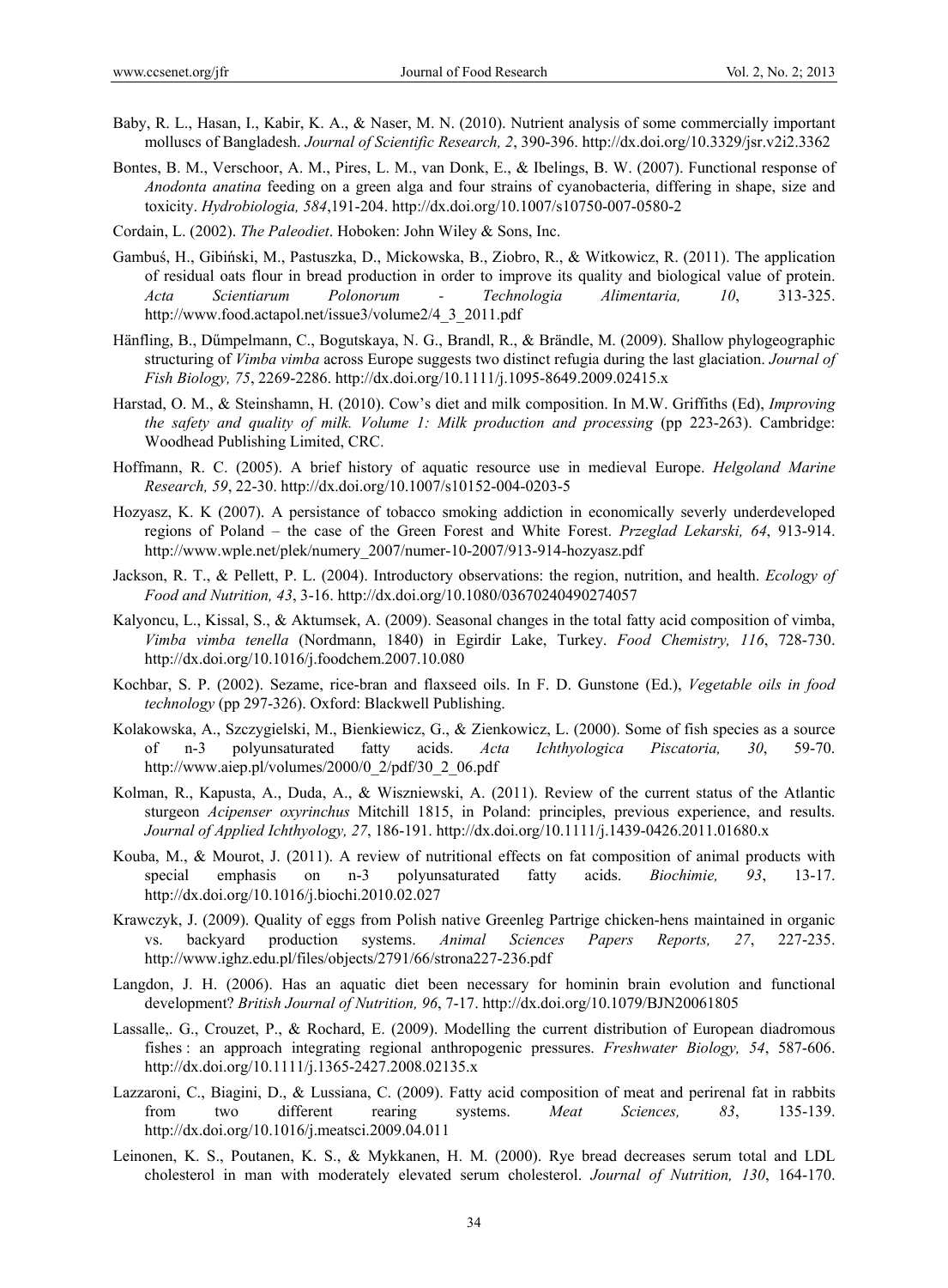Baby, R. L., Hasan, I., Kabir, K. A., & Naser, M. N. (2010). Nutrient analysis of some commercially important molluscs of Bangladesh. *Journal of Scientific Research, 2*, 390-396. http://dx.doi.org/10.3329/jsr.v2i2.3362

Bontes, B. M., Verschoor, A. M., Pires, L. M., van Donk, E., & Ibelings, B. W. (2007). Functional response of *Anodonta anatina* feeding on a green alga and four strains of cyanobacteria, differing in shape, size and toxicity. *Hydrobiologia, 584*,191-204. http://dx.doi.org/10.1007/s10750-007-0580-2

Cordain, L. (2002). *The Paleodiet*. Hoboken: John Wiley & Sons, Inc.

Gambuś, H., Gibiński, M., Pastuszka, D., Mickowska, B., Ziobro, R., & Witkowicz, R. (2011). The application of residual oats flour in bread production in order to improve its quality and biological value of protein. *Acta Scientiarum Polonorum - Technologia Alimentaria, 10*, 313-325. http://www.food.actapol.net/issue3/volume2/4_3_2011.pdf

Hänfling, B., Dűmpelmann, C., Bogutskaya, N. G., Brandl, R., & Brändle, M. (2009). Shallow phylogeographic structuring of *Vimba vimba* across Europe suggests two distinct refugia during the last glaciation. *Journal of Fish Biology, 75*, 2269-2286. http://dx.doi.org/10.1111/j.1095-8649.2009.02415.x

Harstad, O. M., & Steinshamn, H. (2010). Cow's diet and milk composition. In M.W. Griffiths (Ed), *Improving the safety and quality of milk. Volume 1: Milk production and processing* (pp 223-263). Cambridge: Woodhead Publishing Limited, CRC.

Hoffmann, R. C. (2005). A brief history of aquatic resource use in medieval Europe. *Helgoland Marine Research, 59*, 22-30. http://dx.doi.org/10.1007/s10152-004-0203-5

Hozyasz, K. K (2007). A persistance of tobacco smoking addiction in economically severly underdeveloped regions of Poland – the case of the Green Forest and White Forest. *Przeglad Lekarski, 64*, 913-914. http://www.wple.net/plek/numery_2007/numer-10-2007/913-914-hozyasz.pdf

Jackson, R. T., & Pellett, P. L. (2004). Introductory observations: the region, nutrition, and health. *Ecology of Food and Nutrition, 43*, 3-16. http://dx.doi.org/10.1080/03670240490274057

Kalyoncu, L., Kissal, S., & Aktumsek, A. (2009). Seasonal changes in the total fatty acid composition of vimba, *Vimba vimba tenella* (Nordmann, 1840) in Egirdir Lake, Turkey. *Food Chemistry, 116*, 728-730. http://dx.doi.org/10.1016/j.foodchem.2007.10.080

Kochbar, S. P. (2002). Sezame, rice-bran and flaxseed oils. In F. D. Gunstone (Ed.), *Vegetable oils in food technology* (pp 297-326). Oxford: Blackwell Publishing.

Kolakowska, A., Szczygielski, M., Bienkiewicz, G., & Zienkowicz, L. (2000). Some of fish species as a source of n-3 polyunsaturated fatty acids. *Acta Ichthyologica Piscatoria, 30*, 59-70. http://www.aiep.pl/volumes/2000/0_2/pdf/30_2_06.pdf

Kolman, R., Kapusta, A., Duda, A., & Wiszniewski, A. (2011). Review of the current status of the Atlantic sturgeon *Acipenser oxyrinchus* Mitchill 1815, in Poland: principles, previous experience, and results. *Journal of Applied Ichthyology, 27*, 186-191. http://dx.doi.org/10.1111/j.1439-0426.2011.01680.x

Kouba, M., & Mourot, J. (2011). A review of nutritional effects on fat composition of animal products with special emphasis on n-3 polyunsaturated fatty acids. *Biochimie, 93*, 13-17. http://dx.doi.org/10.1016/j.biochi.2010.02.027

Krawczyk, J. (2009). Quality of eggs from Polish native Greenleg Partrige chicken-hens maintained in organic vs. backyard production systems. *Animal Sciences Papers Reports, 27*, 227-235. http://www.ighz.edu.pl/files/objects/2791/66/strona227-236.pdf

Langdon, J. H. (2006). Has an aquatic diet been necessary for hominin brain evolution and functional development? *British Journal of Nutrition, 96*, 7-17. http://dx.doi.org/10.1079/BJN20061805

Lassalle,. G., Crouzet, P., & Rochard, E. (2009). Modelling the current distribution of European diadromous fishes : an approach integrating regional anthropogenic pressures. *Freshwater Biology, 54*, 587-606. http://dx.doi.org/10.1111/j.1365-2427.2008.02135.x

Lazzaroni, C., Biagini, D., & Lussiana, C. (2009). Fatty acid composition of meat and perirenal fat in rabbits from two different rearing systems. *Meat Sciences, 83*, 135-139. http://dx.doi.org/10.1016/j.meatsci.2009.04.011

Leinonen, K. S., Poutanen, K. S., & Mykkanen, H. M. (2000). Rye bread decreases serum total and LDL cholesterol in man with moderately elevated serum cholesterol. *Journal of Nutrition, 130*, 164-170.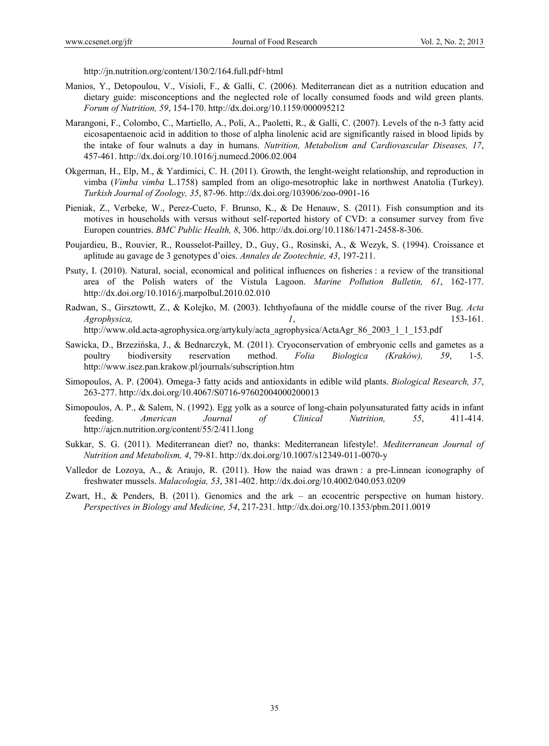http://jn.nutrition.org/content/130/2/164.full.pdf+html

Manios, Y., Detopoulou, V., Visioli, F., & Galli, C. (2006). Mediterranean diet as a nutrition education and dietary guide: misconceptions and the neglected role of locally consumed foods and wild green plants. *Forum of Nutrition, 59*, 154-170. http://dx.doi.org/10.1159/000095212

Marangoni, F., Colombo, C., Martiello, A., Poli, A., Paoletti, R., & Galli, C. (2007). Levels of the n-3 fatty acid eicosapentaenoic acid in addition to those of alpha linolenic acid are significantly raised in blood lipids by the intake of four walnuts a day in humans. *Nutrition, Metabolism and Cardiovascular Diseases, 17*, 457-461. http://dx.doi.org/10.1016/j.numecd.2006.02.004

Okgerman, H., Elp, M., & Yardimici, C. H. (2011). Growth, the lenght-weight relationship, and reproduction in vimba (*Vimba vimba* L.1758) sampled from an oligo-mesotrophic lake in northwest Anatolia (Turkey). *Turkish Journal of Zoology, 35*, 87-96. http://dx.doi.org/103906/zoo-0901-16

Pieniak, Z., Verbeke, W., Perez-Cueto, F. Brunso, K., & De Henauw, S. (2011). Fish consumption and its motives in households with versus without self-reported history of CVD: a consumer survey from five Europen countries. *BMC Public Health, 8*, 306. http://dx.doi.org/10.1186/1471-2458-8-306.

Poujardieu, B., Rouvier, R., Rousselot-Pailley, D., Guy, G., Rosinski, A., & Wezyk, S. (1994). Croissance et aplitude au gavage de 3 genotypes d'oies. *Annales de Zootechnie, 43*, 197-211.

Psuty, I. (2010). Natural, social, economical and political influences on fisheries : a review of the transitional area of the Polish waters of the Vistula Lagoon. *Marine Pollution Bulletin, 61*, 162-177. http://dx.doi.org/10.1016/j.marpolbul.2010.02.010

Radwan, S., Girsztowtt, Z., & Kolejko, M. (2003). Ichthyofauna of the middle course of the river Bug. *Acta Agrophysica, 1*, 153-161. http://www.old.acta-agrophysica.org/artykuly/acta_agrophysica/ActaAgr_86_2003_1_1_153.pdf

Sawicka, D., Brzezińska, J., & Bednarczyk, M. (2011). Cryoconservation of embryonic cells and gametes as a poultry biodiversity reservation method. *Folia Biologica (Kraków), 59*, 1-5. http://www.isez.pan.krakow.pl/journals/subscription.htm

Simopoulos, A. P. (2004). Omega-3 fatty acids and antioxidants in edible wild plants. *Biological Research, 37*, 263-277. http://dx.doi.org/10.4067/S0716-97602004000200013

Simopoulos, A. P., & Salem, N. (1992). Egg yolk as a source of long-chain polyunsaturated fatty acids in infant feeding. *American Journal of Clinical Nutrition, 55*, 411-414. http://ajcn.nutrition.org/content/55/2/411.long

Sukkar, S. G. (2011). Mediterranean diet? no, thanks: Mediterranean lifestyle!. *Mediterranean Journal of Nutrition and Metabolism, 4*, 79-81. http://dx.doi.org/10.1007/s12349-011-0070-y

Valledor de Lozoya, A., & Araujo, R. (2011). How the naiad was drawn : a pre-Linnean iconography of freshwater mussels. *Malacologia, 53*, 381-402. http://dx.doi.org/10.4002/040.053.0209

Zwart, H., & Penders, B. (2011). Genomics and the ark – an ecocentric perspective on human history. *Perspectives in Biology and Medicine, 54*, 217-231. http://dx.doi.org/10.1353/pbm.2011.0019